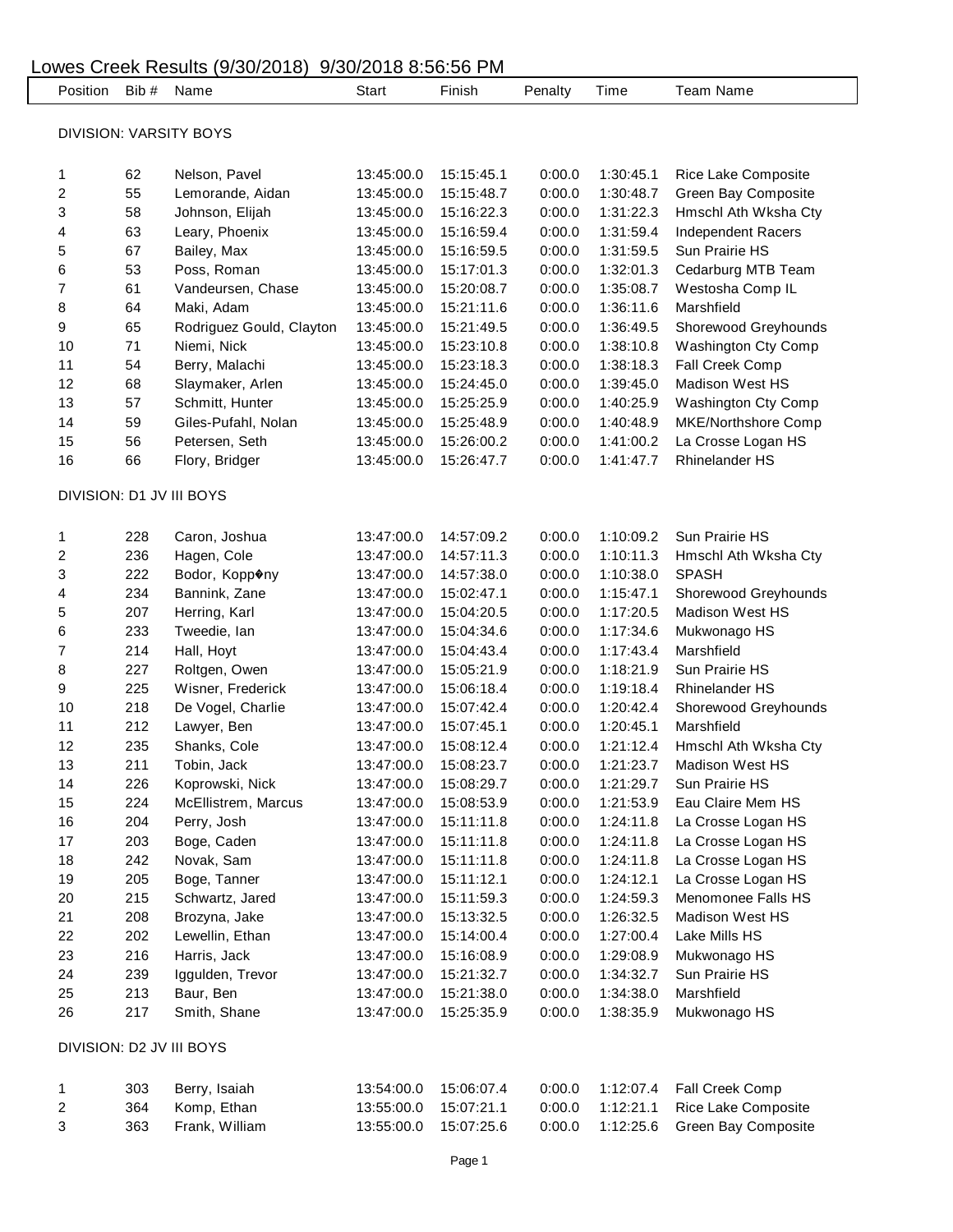# Lowes Creek Results (9/30/2018) 9/30/2018 8:56:56 PM

| Position | Bib # | Name | Start | Finish | Penalty | Time | Team Name |
|---|---|---|---|---|---|---|---|

## DIVISION: VARSITY BOYS

| Position | Bib # | Name | Start | Finish | Penalty | Time | Team Name |
|---|---|---|---|---|---|---|---|
| 1 | 62 | Nelson, Pavel | 13:45:00.0 | 15:15:45.1 | 0:00.0 | 1:30:45.1 | Rice Lake Composite |
| 2 | 55 | Lemorande, Aidan | 13:45:00.0 | 15:15:48.7 | 0:00.0 | 1:30:48.7 | Green Bay Composite |
| 3 | 58 | Johnson, Elijah | 13:45:00.0 | 15:16:22.3 | 0:00.0 | 1:31:22.3 | Hmschl Ath Wksha Cty |
| 4 | 63 | Leary, Phoenix | 13:45:00.0 | 15:16:59.4 | 0:00.0 | 1:31:59.4 | Independent Racers |
| 5 | 67 | Bailey, Max | 13:45:00.0 | 15:16:59.5 | 0:00.0 | 1:31:59.5 | Sun Prairie HS |
| 6 | 53 | Poss, Roman | 13:45:00.0 | 15:17:01.3 | 0:00.0 | 1:32:01.3 | Cedarburg MTB Team |
| 7 | 61 | Vandeursen, Chase | 13:45:00.0 | 15:20:08.7 | 0:00.0 | 1:35:08.7 | Westosha Comp IL |
| 8 | 64 | Maki, Adam | 13:45:00.0 | 15:21:11.6 | 0:00.0 | 1:36:11.6 | Marshfield |
| 9 | 65 | Rodriguez Gould, Clayton | 13:45:00.0 | 15:21:49.5 | 0:00.0 | 1:36:49.5 | Shorewood Greyhounds |
| 10 | 71 | Niemi, Nick | 13:45:00.0 | 15:23:10.8 | 0:00.0 | 1:38:10.8 | Washington Cty Comp |
| 11 | 54 | Berry, Malachi | 13:45:00.0 | 15:23:18.3 | 0:00.0 | 1:38:18.3 | Fall Creek Comp |
| 12 | 68 | Slaymaker, Arlen | 13:45:00.0 | 15:24:45.0 | 0:00.0 | 1:39:45.0 | Madison West HS |
| 13 | 57 | Schmitt, Hunter | 13:45:00.0 | 15:25:25.9 | 0:00.0 | 1:40:25.9 | Washington Cty Comp |
| 14 | 59 | Giles-Pufahl, Nolan | 13:45:00.0 | 15:25:48.9 | 0:00.0 | 1:40:48.9 | MKE/Northshore Comp |
| 15 | 56 | Petersen, Seth | 13:45:00.0 | 15:26:00.2 | 0:00.0 | 1:41:00.2 | La Crosse Logan HS |
| 16 | 66 | Flory, Bridger | 13:45:00.0 | 15:26:47.7 | 0:00.0 | 1:41:47.7 | Rhinelander HS |

## DIVISION: D1 JV III BOYS

| Position | Bib # | Name | Start | Finish | Penalty | Time | Team Name |
|---|---|---|---|---|---|---|---|
| 1 | 228 | Caron, Joshua | 13:47:00.0 | 14:57:09.2 | 0:00.0 | 1:10:09.2 | Sun Prairie HS |
| 2 | 236 | Hagen, Cole | 13:47:00.0 | 14:57:11.3 | 0:00.0 | 1:10:11.3 | Hmschl Ath Wksha Cty |
| 3 | 222 | Bodor, Kopp�ny | 13:47:00.0 | 14:57:38.0 | 0:00.0 | 1:10:38.0 | SPASH |
| 4 | 234 | Bannink, Zane | 13:47:00.0 | 15:02:47.1 | 0:00.0 | 1:15:47.1 | Shorewood Greyhounds |
| 5 | 207 | Herring, Karl | 13:47:00.0 | 15:04:20.5 | 0:00.0 | 1:17:20.5 | Madison West HS |
| 6 | 233 | Tweedie, Ian | 13:47:00.0 | 15:04:34.6 | 0:00.0 | 1:17:34.6 | Mukwonago HS |
| 7 | 214 | Hall, Hoyt | 13:47:00.0 | 15:04:43.4 | 0:00.0 | 1:17:43.4 | Marshfield |
| 8 | 227 | Roltgen, Owen | 13:47:00.0 | 15:05:21.9 | 0:00.0 | 1:18:21.9 | Sun Prairie HS |
| 9 | 225 | Wisner, Frederick | 13:47:00.0 | 15:06:18.4 | 0:00.0 | 1:19:18.4 | Rhinelander HS |
| 10 | 218 | De Vogel, Charlie | 13:47:00.0 | 15:07:42.4 | 0:00.0 | 1:20:42.4 | Shorewood Greyhounds |
| 11 | 212 | Lawyer, Ben | 13:47:00.0 | 15:07:45.1 | 0:00.0 | 1:20:45.1 | Marshfield |
| 12 | 235 | Shanks, Cole | 13:47:00.0 | 15:08:12.4 | 0:00.0 | 1:21:12.4 | Hmschl Ath Wksha Cty |
| 13 | 211 | Tobin, Jack | 13:47:00.0 | 15:08:23.7 | 0:00.0 | 1:21:23.7 | Madison West HS |
| 14 | 226 | Koprowski, Nick | 13:47:00.0 | 15:08:29.7 | 0:00.0 | 1:21:29.7 | Sun Prairie HS |
| 15 | 224 | McEllistrem, Marcus | 13:47:00.0 | 15:08:53.9 | 0:00.0 | 1:21:53.9 | Eau Claire Mem HS |
| 16 | 204 | Perry, Josh | 13:47:00.0 | 15:11:11.8 | 0:00.0 | 1:24:11.8 | La Crosse Logan HS |
| 17 | 203 | Boge, Caden | 13:47:00.0 | 15:11:11.8 | 0:00.0 | 1:24:11.8 | La Crosse Logan HS |
| 18 | 242 | Novak, Sam | 13:47:00.0 | 15:11:11.8 | 0:00.0 | 1:24:11.8 | La Crosse Logan HS |
| 19 | 205 | Boge, Tanner | 13:47:00.0 | 15:11:12.1 | 0:00.0 | 1:24:12.1 | La Crosse Logan HS |
| 20 | 215 | Schwartz, Jared | 13:47:00.0 | 15:11:59.3 | 0:00.0 | 1:24:59.3 | Menomonee Falls HS |
| 21 | 208 | Brozyna, Jake | 13:47:00.0 | 15:13:32.5 | 0:00.0 | 1:26:32.5 | Madison West HS |
| 22 | 202 | Lewellin, Ethan | 13:47:00.0 | 15:14:00.4 | 0:00.0 | 1:27:00.4 | Lake Mills HS |
| 23 | 216 | Harris, Jack | 13:47:00.0 | 15:16:08.9 | 0:00.0 | 1:29:08.9 | Mukwonago HS |
| 24 | 239 | Iggulden, Trevor | 13:47:00.0 | 15:21:32.7 | 0:00.0 | 1:34:32.7 | Sun Prairie HS |
| 25 | 213 | Baur, Ben | 13:47:00.0 | 15:21:38.0 | 0:00.0 | 1:34:38.0 | Marshfield |
| 26 | 217 | Smith, Shane | 13:47:00.0 | 15:25:35.9 | 0:00.0 | 1:38:35.9 | Mukwonago HS |

## DIVISION: D2 JV III BOYS

| Position | Bib # | Name | Start | Finish | Penalty | Time | Team Name |
|---|---|---|---|---|---|---|---|
| 1 | 303 | Berry, Isaiah | 13:54:00.0 | 15:06:07.4 | 0:00.0 | 1:12:07.4 | Fall Creek Comp |
| 2 | 364 | Komp, Ethan | 13:55:00.0 | 15:07:21.1 | 0:00.0 | 1:12:21.1 | Rice Lake Composite |
| 3 | 363 | Frank, William | 13:55:00.0 | 15:07:25.6 | 0:00.0 | 1:12:25.6 | Green Bay Composite |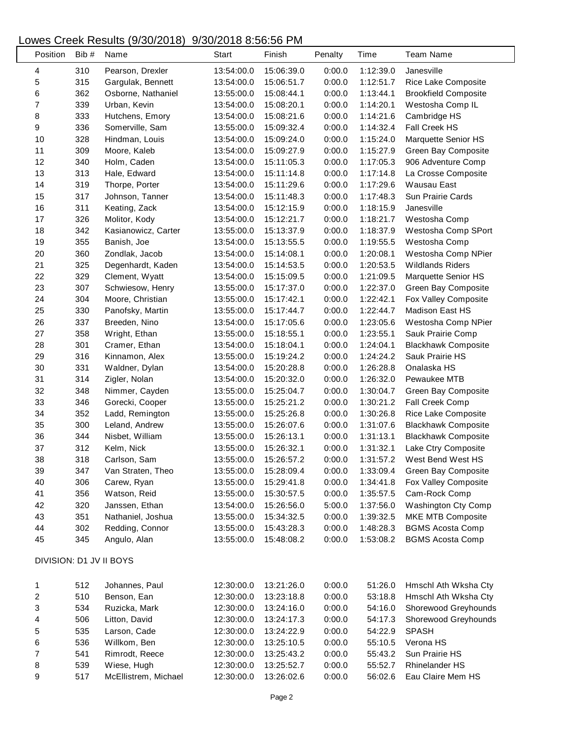# Lowes Creek Results (9/30/2018) 9/30/2018 8:56:56 PM

| Position | Bib # | Name | Start | Finish | Penalty | Time | Team Name |
|---|---|---|---|---|---|---|---|
| 4 | 310 | Pearson, Drexler | 13:54:00.0 | 15:06:39.0 | 0:00.0 | 1:12:39.0 | Janesville |
| 5 | 315 | Gargulak, Bennett | 13:54:00.0 | 15:06:51.7 | 0:00.0 | 1:12:51.7 | Rice Lake Composite |
| 6 | 362 | Osborne, Nathaniel | 13:55:00.0 | 15:08:44.1 | 0:00.0 | 1:13:44.1 | Brookfield Composite |
| 7 | 339 | Urban, Kevin | 13:54:00.0 | 15:08:20.1 | 0:00.0 | 1:14:20.1 | Westosha Comp IL |
| 8 | 333 | Hutchens, Emory | 13:54:00.0 | 15:08:21.6 | 0:00.0 | 1:14:21.6 | Cambridge HS |
| 9 | 336 | Somerville, Sam | 13:55:00.0 | 15:09:32.4 | 0:00.0 | 1:14:32.4 | Fall Creek HS |
| 10 | 328 | Hindman, Louis | 13:54:00.0 | 15:09:24.0 | 0:00.0 | 1:15:24.0 | Marquette Senior HS |
| 11 | 309 | Moore, Kaleb | 13:54:00.0 | 15:09:27.9 | 0:00.0 | 1:15:27.9 | Green Bay Composite |
| 12 | 340 | Holm, Caden | 13:54:00.0 | 15:11:05.3 | 0:00.0 | 1:17:05.3 | 906 Adventure Comp |
| 13 | 313 | Hale, Edward | 13:54:00.0 | 15:11:14.8 | 0:00.0 | 1:17:14.8 | La Crosse Composite |
| 14 | 319 | Thorpe, Porter | 13:54:00.0 | 15:11:29.6 | 0:00.0 | 1:17:29.6 | Wausau East |
| 15 | 317 | Johnson, Tanner | 13:54:00.0 | 15:11:48.3 | 0:00.0 | 1:17:48.3 | Sun Prairie Cards |
| 16 | 311 | Keating, Zack | 13:54:00.0 | 15:12:15.9 | 0:00.0 | 1:18:15.9 | Janesville |
| 17 | 326 | Molitor, Kody | 13:54:00.0 | 15:12:21.7 | 0:00.0 | 1:18:21.7 | Westosha Comp |
| 18 | 342 | Kasianowicz, Carter | 13:55:00.0 | 15:13:37.9 | 0:00.0 | 1:18:37.9 | Westosha Comp SPort |
| 19 | 355 | Banish, Joe | 13:54:00.0 | 15:13:55.5 | 0:00.0 | 1:19:55.5 | Westosha Comp |
| 20 | 360 | Zondlak, Jacob | 13:54:00.0 | 15:14:08.1 | 0:00.0 | 1:20:08.1 | Westosha Comp NPier |
| 21 | 325 | Degenhardt, Kaden | 13:54:00.0 | 15:14:53.5 | 0:00.0 | 1:20:53.5 | Wildlands Riders |
| 22 | 329 | Clement, Wyatt | 13:54:00.0 | 15:15:09.5 | 0:00.0 | 1:21:09.5 | Marquette Senior HS |
| 23 | 307 | Schwiesow, Henry | 13:55:00.0 | 15:17:37.0 | 0:00.0 | 1:22:37.0 | Green Bay Composite |
| 24 | 304 | Moore, Christian | 13:55:00.0 | 15:17:42.1 | 0:00.0 | 1:22:42.1 | Fox Valley Composite |
| 25 | 330 | Panofsky, Martin | 13:55:00.0 | 15:17:44.7 | 0:00.0 | 1:22:44.7 | Madison East HS |
| 26 | 337 | Breeden, Nino | 13:54:00.0 | 15:17:05.6 | 0:00.0 | 1:23:05.6 | Westosha Comp NPier |
| 27 | 358 | Wright, Ethan | 13:55:00.0 | 15:18:55.1 | 0:00.0 | 1:23:55.1 | Sauk Prairie Comp |
| 28 | 301 | Cramer, Ethan | 13:54:00.0 | 15:18:04.1 | 0:00.0 | 1:24:04.1 | Blackhawk Composite |
| 29 | 316 | Kinnamon, Alex | 13:55:00.0 | 15:19:24.2 | 0:00.0 | 1:24:24.2 | Sauk Prairie HS |
| 30 | 331 | Waldner, Dylan | 13:54:00.0 | 15:20:28.8 | 0:00.0 | 1:26:28.8 | Onalaska HS |
| 31 | 314 | Zigler, Nolan | 13:54:00.0 | 15:20:32.0 | 0:00.0 | 1:26:32.0 | Pewaukee MTB |
| 32 | 348 | Nimmer, Cayden | 13:55:00.0 | 15:25:04.7 | 0:00.0 | 1:30:04.7 | Green Bay Composite |
| 33 | 346 | Gorecki, Cooper | 13:55:00.0 | 15:25:21.2 | 0:00.0 | 1:30:21.2 | Fall Creek Comp |
| 34 | 352 | Ladd, Remington | 13:55:00.0 | 15:25:26.8 | 0:00.0 | 1:30:26.8 | Rice Lake Composite |
| 35 | 300 | Leland, Andrew | 13:55:00.0 | 15:26:07.6 | 0:00.0 | 1:31:07.6 | Blackhawk Composite |
| 36 | 344 | Nisbet, William | 13:55:00.0 | 15:26:13.1 | 0:00.0 | 1:31:13.1 | Blackhawk Composite |
| 37 | 312 | Kelm, Nick | 13:55:00.0 | 15:26:32.1 | 0:00.0 | 1:31:32.1 | Lake Ctry Composite |
| 38 | 318 | Carlson, Sam | 13:55:00.0 | 15:26:57.2 | 0:00.0 | 1:31:57.2 | West Bend West HS |
| 39 | 347 | Van Straten, Theo | 13:55:00.0 | 15:28:09.4 | 0:00.0 | 1:33:09.4 | Green Bay Composite |
| 40 | 306 | Carew, Ryan | 13:55:00.0 | 15:29:41.8 | 0:00.0 | 1:34:41.8 | Fox Valley Composite |
| 41 | 356 | Watson, Reid | 13:55:00.0 | 15:30:57.5 | 0:00.0 | 1:35:57.5 | Cam-Rock Comp |
| 42 | 320 | Janssen, Ethan | 13:54:00.0 | 15:26:56.0 | 5:00.0 | 1:37:56.0 | Washington Cty Comp |
| 43 | 351 | Nathaniel, Joshua | 13:55:00.0 | 15:34:32.5 | 0:00.0 | 1:39:32.5 | MKE MTB Composite |
| 44 | 302 | Redding, Connor | 13:55:00.0 | 15:43:28.3 | 0:00.0 | 1:48:28.3 | BGMS Acosta Comp |
| 45 | 345 | Angulo, Alan | 13:55:00.0 | 15:48:08.2 | 0:00.0 | 1:53:08.2 | BGMS Acosta Comp |

DIVISION: D1 JV II BOYS

| Position | Bib # | Name | Start | Finish | Penalty | Time | Team Name |
|---|---|---|---|---|---|---|---|
| 1 | 512 | Johannes, Paul | 12:30:00.0 | 13:21:26.0 | 0:00.0 | 51:26.0 | Hmschl Ath Wksha Cty |
| 2 | 510 | Benson, Ean | 12:30:00.0 | 13:23:18.8 | 0:00.0 | 53:18.8 | Hmschl Ath Wksha Cty |
| 3 | 534 | Ruzicka, Mark | 12:30:00.0 | 13:24:16.0 | 0:00.0 | 54:16.0 | Shorewood Greyhounds |
| 4 | 506 | Litton, David | 12:30:00.0 | 13:24:17.3 | 0:00.0 | 54:17.3 | Shorewood Greyhounds |
| 5 | 535 | Larson, Cade | 12:30:00.0 | 13:24:22.9 | 0:00.0 | 54:22.9 | SPASH |
| 6 | 536 | Willkom, Ben | 12:30:00.0 | 13:25:10.5 | 0:00.0 | 55:10.5 | Verona HS |
| 7 | 541 | Rimrodt, Reece | 12:30:00.0 | 13:25:43.2 | 0:00.0 | 55:43.2 | Sun Prairie HS |
| 8 | 539 | Wiese, Hugh | 12:30:00.0 | 13:25:52.7 | 0:00.0 | 55:52.7 | Rhinelander HS |
| 9 | 517 | McEllistrem, Michael | 12:30:00.0 | 13:26:02.6 | 0:00.0 | 56:02.6 | Eau Claire Mem HS |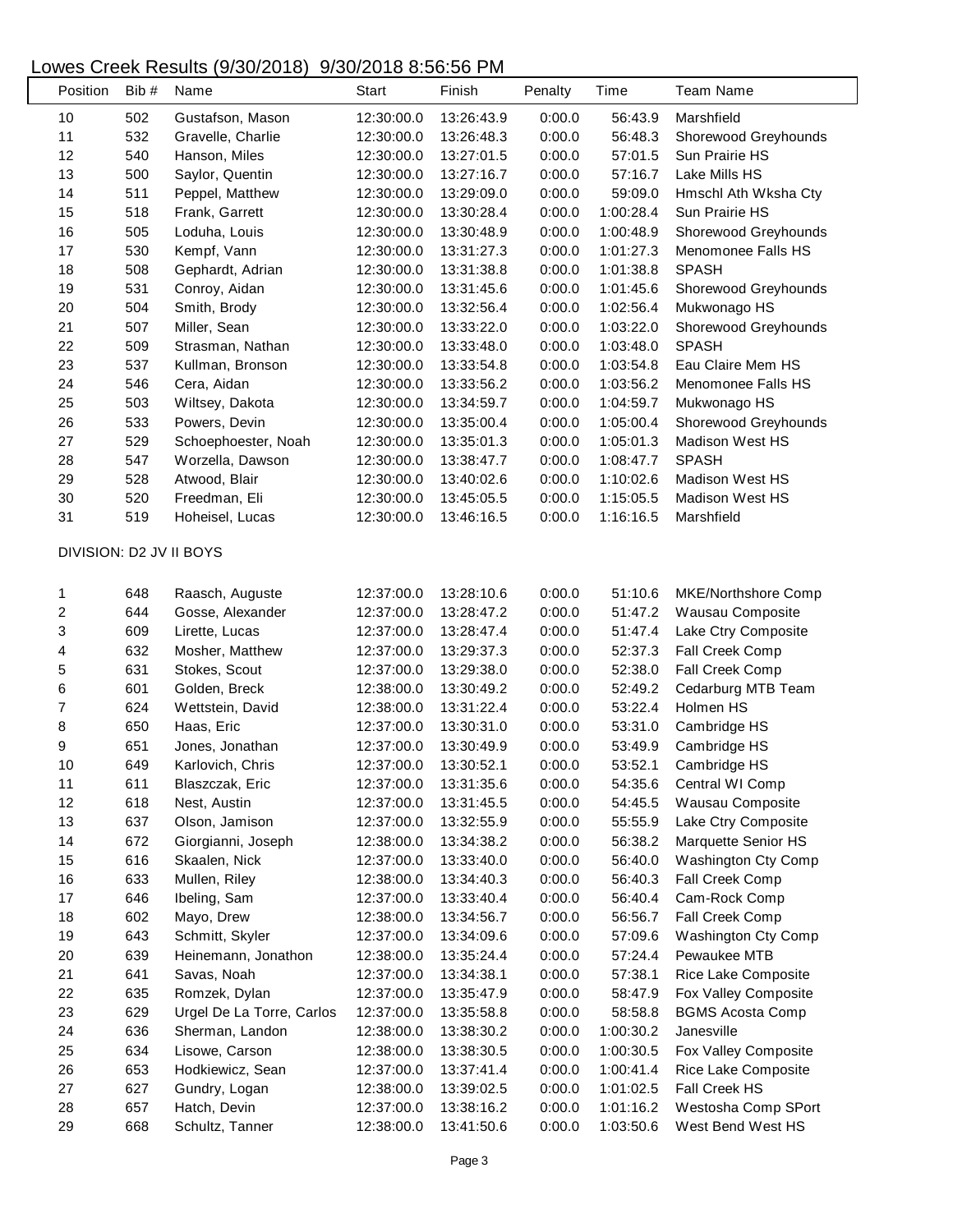# Lowes Creek Results (9/30/2018) 9/30/2018 8:56:56 PM

| Position | Bib # | Name | Start | Finish | Penalty | Time | Team Name |
|---|---|---|---|---|---|---|---|
| 10 | 502 | Gustafson, Mason | 12:30:00.0 | 13:26:43.9 | 0:00.0 | 56:43.9 | Marshfield |
| 11 | 532 | Gravelle, Charlie | 12:30:00.0 | 13:26:48.3 | 0:00.0 | 56:48.3 | Shorewood Greyhounds |
| 12 | 540 | Hanson, Miles | 12:30:00.0 | 13:27:01.5 | 0:00.0 | 57:01.5 | Sun Prairie HS |
| 13 | 500 | Saylor, Quentin | 12:30:00.0 | 13:27:16.7 | 0:00.0 | 57:16.7 | Lake Mills HS |
| 14 | 511 | Peppel, Matthew | 12:30:00.0 | 13:29:09.0 | 0:00.0 | 59:09.0 | Hmschl Ath Wksha Cty |
| 15 | 518 | Frank, Garrett | 12:30:00.0 | 13:30:28.4 | 0:00.0 | 1:00:28.4 | Sun Prairie HS |
| 16 | 505 | Loduha, Louis | 12:30:00.0 | 13:30:48.9 | 0:00.0 | 1:00:48.9 | Shorewood Greyhounds |
| 17 | 530 | Kempf, Vann | 12:30:00.0 | 13:31:27.3 | 0:00.0 | 1:01:27.3 | Menomonee Falls HS |
| 18 | 508 | Gephardt, Adrian | 12:30:00.0 | 13:31:38.8 | 0:00.0 | 1:01:38.8 | SPASH |
| 19 | 531 | Conroy, Aidan | 12:30:00.0 | 13:31:45.6 | 0:00.0 | 1:01:45.6 | Shorewood Greyhounds |
| 20 | 504 | Smith, Brody | 12:30:00.0 | 13:32:56.4 | 0:00.0 | 1:02:56.4 | Mukwonago HS |
| 21 | 507 | Miller, Sean | 12:30:00.0 | 13:33:22.0 | 0:00.0 | 1:03:22.0 | Shorewood Greyhounds |
| 22 | 509 | Strasman, Nathan | 12:30:00.0 | 13:33:48.0 | 0:00.0 | 1:03:48.0 | SPASH |
| 23 | 537 | Kullman, Bronson | 12:30:00.0 | 13:33:54.8 | 0:00.0 | 1:03:54.8 | Eau Claire Mem HS |
| 24 | 546 | Cera, Aidan | 12:30:00.0 | 13:33:56.2 | 0:00.0 | 1:03:56.2 | Menomonee Falls HS |
| 25 | 503 | Wiltsey, Dakota | 12:30:00.0 | 13:34:59.7 | 0:00.0 | 1:04:59.7 | Mukwonago HS |
| 26 | 533 | Powers, Devin | 12:30:00.0 | 13:35:00.4 | 0:00.0 | 1:05:00.4 | Shorewood Greyhounds |
| 27 | 529 | Schoephoester, Noah | 12:30:00.0 | 13:35:01.3 | 0:00.0 | 1:05:01.3 | Madison West HS |
| 28 | 547 | Worzella, Dawson | 12:30:00.0 | 13:38:47.7 | 0:00.0 | 1:08:47.7 | SPASH |
| 29 | 528 | Atwood, Blair | 12:30:00.0 | 13:40:02.6 | 0:00.0 | 1:10:02.6 | Madison West HS |
| 30 | 520 | Freedman, Eli | 12:30:00.0 | 13:45:05.5 | 0:00.0 | 1:15:05.5 | Madison West HS |
| 31 | 519 | Hoheisel, Lucas | 12:30:00.0 | 13:46:16.5 | 0:00.0 | 1:16:16.5 | Marshfield |

DIVISION: D2 JV II BOYS

| Position | Bib # | Name | Start | Finish | Penalty | Time | Team Name |
|---|---|---|---|---|---|---|---|
| 1 | 648 | Raasch, Auguste | 12:37:00.0 | 13:28:10.6 | 0:00.0 | 51:10.6 | MKE/Northshore Comp |
| 2 | 644 | Gosse, Alexander | 12:37:00.0 | 13:28:47.2 | 0:00.0 | 51:47.2 | Wausau Composite |
| 3 | 609 | Lirette, Lucas | 12:37:00.0 | 13:28:47.4 | 0:00.0 | 51:47.4 | Lake Ctry Composite |
| 4 | 632 | Mosher, Matthew | 12:37:00.0 | 13:29:37.3 | 0:00.0 | 52:37.3 | Fall Creek Comp |
| 5 | 631 | Stokes, Scout | 12:37:00.0 | 13:29:38.0 | 0:00.0 | 52:38.0 | Fall Creek Comp |
| 6 | 601 | Golden, Breck | 12:38:00.0 | 13:30:49.2 | 0:00.0 | 52:49.2 | Cedarburg MTB Team |
| 7 | 624 | Wettstein, David | 12:38:00.0 | 13:31:22.4 | 0:00.0 | 53:22.4 | Holmen HS |
| 8 | 650 | Haas, Eric | 12:37:00.0 | 13:30:31.0 | 0:00.0 | 53:31.0 | Cambridge HS |
| 9 | 651 | Jones, Jonathan | 12:37:00.0 | 13:30:49.9 | 0:00.0 | 53:49.9 | Cambridge HS |
| 10 | 649 | Karlovich, Chris | 12:37:00.0 | 13:30:52.1 | 0:00.0 | 53:52.1 | Cambridge HS |
| 11 | 611 | Blaszczak, Eric | 12:37:00.0 | 13:31:35.6 | 0:00.0 | 54:35.6 | Central WI Comp |
| 12 | 618 | Nest, Austin | 12:37:00.0 | 13:31:45.5 | 0:00.0 | 54:45.5 | Wausau Composite |
| 13 | 637 | Olson, Jamison | 12:37:00.0 | 13:32:55.9 | 0:00.0 | 55:55.9 | Lake Ctry Composite |
| 14 | 672 | Giorgianni, Joseph | 12:38:00.0 | 13:34:38.2 | 0:00.0 | 56:38.2 | Marquette Senior HS |
| 15 | 616 | Skaalen, Nick | 12:37:00.0 | 13:33:40.0 | 0:00.0 | 56:40.0 | Washington Cty Comp |
| 16 | 633 | Mullen, Riley | 12:38:00.0 | 13:34:40.3 | 0:00.0 | 56:40.3 | Fall Creek Comp |
| 17 | 646 | Ibeling, Sam | 12:37:00.0 | 13:33:40.4 | 0:00.0 | 56:40.4 | Cam-Rock Comp |
| 18 | 602 | Mayo, Drew | 12:38:00.0 | 13:34:56.7 | 0:00.0 | 56:56.7 | Fall Creek Comp |
| 19 | 643 | Schmitt, Skyler | 12:37:00.0 | 13:34:09.6 | 0:00.0 | 57:09.6 | Washington Cty Comp |
| 20 | 639 | Heinemann, Jonathon | 12:38:00.0 | 13:35:24.4 | 0:00.0 | 57:24.4 | Pewaukee MTB |
| 21 | 641 | Savas, Noah | 12:37:00.0 | 13:34:38.1 | 0:00.0 | 57:38.1 | Rice Lake Composite |
| 22 | 635 | Romzek, Dylan | 12:37:00.0 | 13:35:47.9 | 0:00.0 | 58:47.9 | Fox Valley Composite |
| 23 | 629 | Urgel De La Torre, Carlos | 12:37:00.0 | 13:35:58.8 | 0:00.0 | 58:58.8 | BGMS Acosta Comp |
| 24 | 636 | Sherman, Landon | 12:38:00.0 | 13:38:30.2 | 0:00.0 | 1:00:30.2 | Janesville |
| 25 | 634 | Lisowe, Carson | 12:38:00.0 | 13:38:30.5 | 0:00.0 | 1:00:30.5 | Fox Valley Composite |
| 26 | 653 | Hodkiewicz, Sean | 12:37:00.0 | 13:37:41.4 | 0:00.0 | 1:00:41.4 | Rice Lake Composite |
| 27 | 627 | Gundry, Logan | 12:38:00.0 | 13:39:02.5 | 0:00.0 | 1:01:02.5 | Fall Creek HS |
| 28 | 657 | Hatch, Devin | 12:37:00.0 | 13:38:16.2 | 0:00.0 | 1:01:16.2 | Westosha Comp SPort |
| 29 | 668 | Schultz, Tanner | 12:38:00.0 | 13:41:50.6 | 0:00.0 | 1:03:50.6 | West Bend West HS |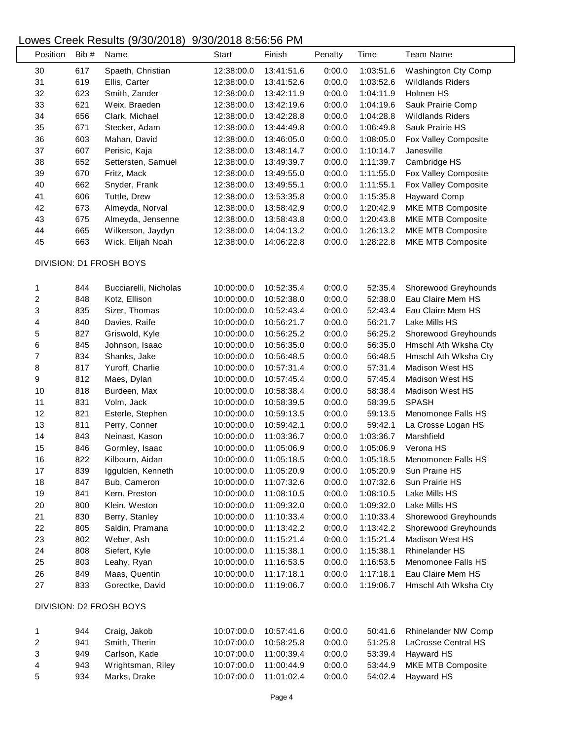# Lowes Creek Results (9/30/2018) 9/30/2018 8:56:56 PM

| Position | Bib # | Name | Start | Finish | Penalty | Time | Team Name |
|---|---|---|---|---|---|---|---|
| 30 | 617 | Spaeth, Christian | 12:38:00.0 | 13:41:51.6 | 0:00.0 | 1:03:51.6 | Washington Cty Comp |
| 31 | 619 | Ellis, Carter | 12:38:00.0 | 13:41:52.6 | 0:00.0 | 1:03:52.6 | Wildlands Riders |
| 32 | 623 | Smith, Zander | 12:38:00.0 | 13:42:11.9 | 0:00.0 | 1:04:11.9 | Holmen HS |
| 33 | 621 | Weix, Braeden | 12:38:00.0 | 13:42:19.6 | 0:00.0 | 1:04:19.6 | Sauk Prairie Comp |
| 34 | 656 | Clark, Michael | 12:38:00.0 | 13:42:28.8 | 0:00.0 | 1:04:28.8 | Wildlands Riders |
| 35 | 671 | Stecker, Adam | 12:38:00.0 | 13:44:49.8 | 0:00.0 | 1:06:49.8 | Sauk Prairie HS |
| 36 | 603 | Mahan, David | 12:38:00.0 | 13:46:05.0 | 0:00.0 | 1:08:05.0 | Fox Valley Composite |
| 37 | 607 | Perisic, Kaja | 12:38:00.0 | 13:48:14.7 | 0:00.0 | 1:10:14.7 | Janesville |
| 38 | 652 | Settersten, Samuel | 12:38:00.0 | 13:49:39.7 | 0:00.0 | 1:11:39.7 | Cambridge HS |
| 39 | 670 | Fritz, Mack | 12:38:00.0 | 13:49:55.0 | 0:00.0 | 1:11:55.0 | Fox Valley Composite |
| 40 | 662 | Snyder, Frank | 12:38:00.0 | 13:49:55.1 | 0:00.0 | 1:11:55.1 | Fox Valley Composite |
| 41 | 606 | Tuttle, Drew | 12:38:00.0 | 13:53:35.8 | 0:00.0 | 1:15:35.8 | Hayward Comp |
| 42 | 673 | Almeyda, Norval | 12:38:00.0 | 13:58:42.9 | 0:00.0 | 1:20:42.9 | MKE MTB Composite |
| 43 | 675 | Almeyda, Jensenne | 12:38:00.0 | 13:58:43.8 | 0:00.0 | 1:20:43.8 | MKE MTB Composite |
| 44 | 665 | Wilkerson, Jaydyn | 12:38:00.0 | 14:04:13.2 | 0:00.0 | 1:26:13.2 | MKE MTB Composite |
| 45 | 663 | Wick, Elijah Noah | 12:38:00.0 | 14:06:22.8 | 0:00.0 | 1:28:22.8 | MKE MTB Composite |

DIVISION: D1 FROSH BOYS

| Position | Bib # | Name | Start | Finish | Penalty | Time | Team Name |
|---|---|---|---|---|---|---|---|
| 1 | 844 | Bucciarelli, Nicholas | 10:00:00.0 | 10:52:35.4 | 0:00.0 | 52:35.4 | Shorewood Greyhounds |
| 2 | 848 | Kotz, Ellison | 10:00:00.0 | 10:52:38.0 | 0:00.0 | 52:38.0 | Eau Claire Mem HS |
| 3 | 835 | Sizer, Thomas | 10:00:00.0 | 10:52:43.4 | 0:00.0 | 52:43.4 | Eau Claire Mem HS |
| 4 | 840 | Davies, Raife | 10:00:00.0 | 10:56:21.7 | 0:00.0 | 56:21.7 | Lake Mills HS |
| 5 | 827 | Griswold, Kyle | 10:00:00.0 | 10:56:25.2 | 0:00.0 | 56:25.2 | Shorewood Greyhounds |
| 6 | 845 | Johnson, Isaac | 10:00:00.0 | 10:56:35.0 | 0:00.0 | 56:35.0 | Hmschl Ath Wksha Cty |
| 7 | 834 | Shanks, Jake | 10:00:00.0 | 10:56:48.5 | 0:00.0 | 56:48.5 | Hmschl Ath Wksha Cty |
| 8 | 817 | Yuroff, Charlie | 10:00:00.0 | 10:57:31.4 | 0:00.0 | 57:31.4 | Madison West HS |
| 9 | 812 | Maes, Dylan | 10:00:00.0 | 10:57:45.4 | 0:00.0 | 57:45.4 | Madison West HS |
| 10 | 818 | Burdeen, Max | 10:00:00.0 | 10:58:38.4 | 0:00.0 | 58:38.4 | Madison West HS |
| 11 | 831 | Volm, Jack | 10:00:00.0 | 10:58:39.5 | 0:00.0 | 58:39.5 | SPASH |
| 12 | 821 | Esterle, Stephen | 10:00:00.0 | 10:59:13.5 | 0:00.0 | 59:13.5 | Menomonee Falls HS |
| 13 | 811 | Perry, Conner | 10:00:00.0 | 10:59:42.1 | 0:00.0 | 59:42.1 | La Crosse Logan HS |
| 14 | 843 | Neinast, Kason | 10:00:00.0 | 11:03:36.7 | 0:00.0 | 1:03:36.7 | Marshfield |
| 15 | 846 | Gormley, Isaac | 10:00:00.0 | 11:05:06.9 | 0:00.0 | 1:05:06.9 | Verona HS |
| 16 | 822 | Kilbourn, Aidan | 10:00:00.0 | 11:05:18.5 | 0:00.0 | 1:05:18.5 | Menomonee Falls HS |
| 17 | 839 | Iggulden, Kenneth | 10:00:00.0 | 11:05:20.9 | 0:00.0 | 1:05:20.9 | Sun Prairie HS |
| 18 | 847 | Bub, Cameron | 10:00:00.0 | 11:07:32.6 | 0:00.0 | 1:07:32.6 | Sun Prairie HS |
| 19 | 841 | Kern, Preston | 10:00:00.0 | 11:08:10.5 | 0:00.0 | 1:08:10.5 | Lake Mills HS |
| 20 | 800 | Klein, Weston | 10:00:00.0 | 11:09:32.0 | 0:00.0 | 1:09:32.0 | Lake Mills HS |
| 21 | 830 | Berry, Stanley | 10:00:00.0 | 11:10:33.4 | 0:00.0 | 1:10:33.4 | Shorewood Greyhounds |
| 22 | 805 | Saldin, Pramana | 10:00:00.0 | 11:13:42.2 | 0:00.0 | 1:13:42.2 | Shorewood Greyhounds |
| 23 | 802 | Weber, Ash | 10:00:00.0 | 11:15:21.4 | 0:00.0 | 1:15:21.4 | Madison West HS |
| 24 | 808 | Siefert, Kyle | 10:00:00.0 | 11:15:38.1 | 0:00.0 | 1:15:38.1 | Rhinelander HS |
| 25 | 803 | Leahy, Ryan | 10:00:00.0 | 11:16:53.5 | 0:00.0 | 1:16:53.5 | Menomonee Falls HS |
| 26 | 849 | Maas, Quentin | 10:00:00.0 | 11:17:18.1 | 0:00.0 | 1:17:18.1 | Eau Claire Mem HS |
| 27 | 833 | Gorectke, David | 10:00:00.0 | 11:19:06.7 | 0:00.0 | 1:19:06.7 | Hmschl Ath Wksha Cty |

DIVISION: D2 FROSH BOYS

| Position | Bib # | Name | Start | Finish | Penalty | Time | Team Name |
|---|---|---|---|---|---|---|---|
| 1 | 944 | Craig, Jakob | 10:07:00.0 | 10:57:41.6 | 0:00.0 | 50:41.6 | Rhinelander NW Comp |
| 2 | 941 | Smith, Therin | 10:07:00.0 | 10:58:25.8 | 0:00.0 | 51:25.8 | LaCrosse Central HS |
| 3 | 949 | Carlson, Kade | 10:07:00.0 | 11:00:39.4 | 0:00.0 | 53:39.4 | Hayward HS |
| 4 | 943 | Wrightsman, Riley | 10:07:00.0 | 11:00:44.9 | 0:00.0 | 53:44.9 | MKE MTB Composite |
| 5 | 934 | Marks, Drake | 10:07:00.0 | 11:01:02.4 | 0:00.0 | 54:02.4 | Hayward HS |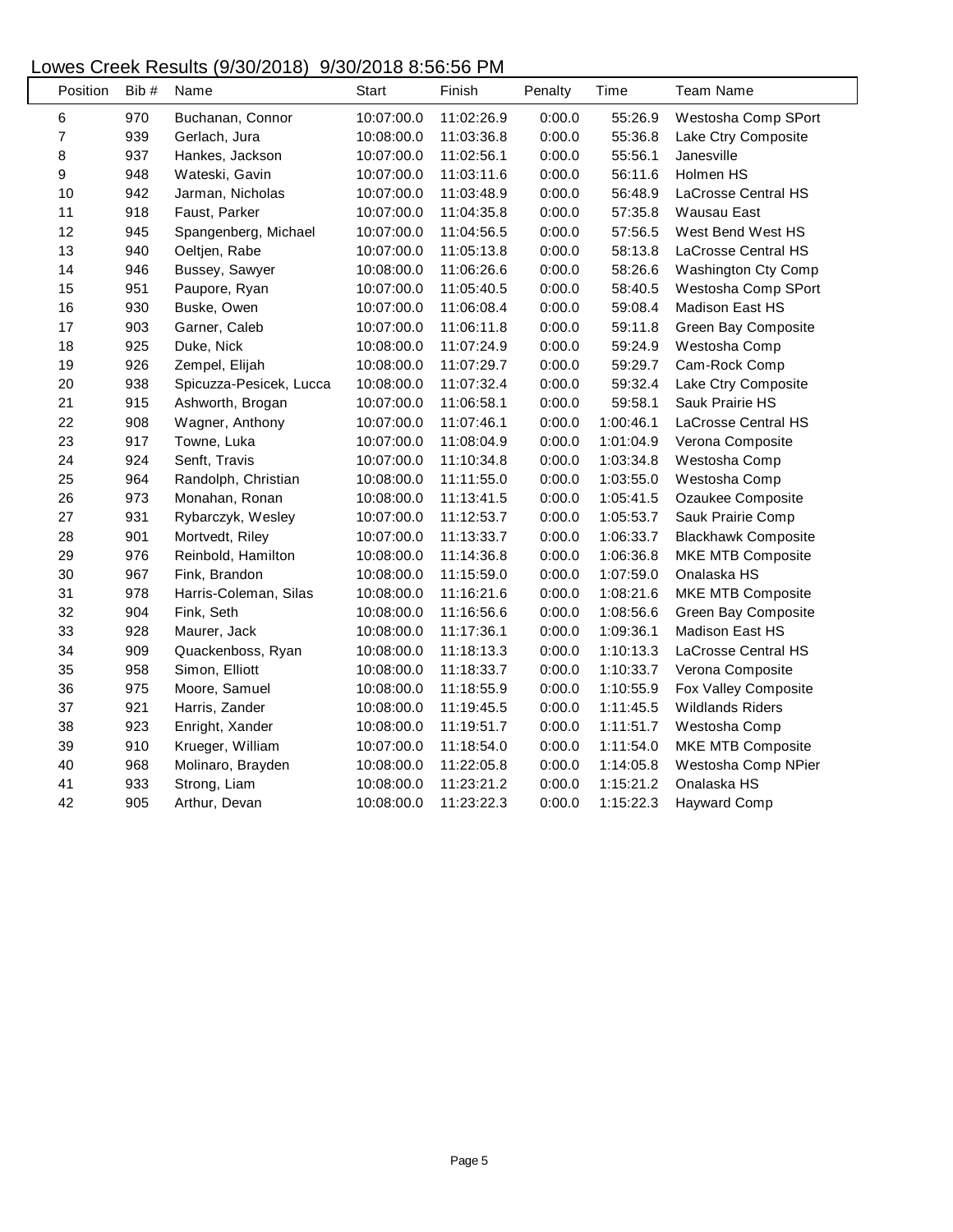Lowes Creek Results (9/30/2018) 9/30/2018 8:56:56 PM

| Position | Bib # | Name | Start | Finish | Penalty | Time | Team Name |
|---|---|---|---|---|---|---|---|
| 6 | 970 | Buchanan, Connor | 10:07:00.0 | 11:02:26.9 | 0:00.0 | 55:26.9 | Westosha Comp SPort |
| 7 | 939 | Gerlach, Jura | 10:08:00.0 | 11:03:36.8 | 0:00.0 | 55:36.8 | Lake Ctry Composite |
| 8 | 937 | Hankes, Jackson | 10:07:00.0 | 11:02:56.1 | 0:00.0 | 55:56.1 | Janesville |
| 9 | 948 | Wateski, Gavin | 10:07:00.0 | 11:03:11.6 | 0:00.0 | 56:11.6 | Holmen HS |
| 10 | 942 | Jarman, Nicholas | 10:07:00.0 | 11:03:48.9 | 0:00.0 | 56:48.9 | LaCrosse Central HS |
| 11 | 918 | Faust, Parker | 10:07:00.0 | 11:04:35.8 | 0:00.0 | 57:35.8 | Wausau East |
| 12 | 945 | Spangenberg, Michael | 10:07:00.0 | 11:04:56.5 | 0:00.0 | 57:56.5 | West Bend West HS |
| 13 | 940 | Oeltjen, Rabe | 10:07:00.0 | 11:05:13.8 | 0:00.0 | 58:13.8 | LaCrosse Central HS |
| 14 | 946 | Bussey, Sawyer | 10:08:00.0 | 11:06:26.6 | 0:00.0 | 58:26.6 | Washington Cty Comp |
| 15 | 951 | Paupore, Ryan | 10:07:00.0 | 11:05:40.5 | 0:00.0 | 58:40.5 | Westosha Comp SPort |
| 16 | 930 | Buske, Owen | 10:07:00.0 | 11:06:08.4 | 0:00.0 | 59:08.4 | Madison East HS |
| 17 | 903 | Garner, Caleb | 10:07:00.0 | 11:06:11.8 | 0:00.0 | 59:11.8 | Green Bay Composite |
| 18 | 925 | Duke, Nick | 10:08:00.0 | 11:07:24.9 | 0:00.0 | 59:24.9 | Westosha Comp |
| 19 | 926 | Zempel, Elijah | 10:08:00.0 | 11:07:29.7 | 0:00.0 | 59:29.7 | Cam-Rock Comp |
| 20 | 938 | Spicuzza-Pesicek, Lucca | 10:08:00.0 | 11:07:32.4 | 0:00.0 | 59:32.4 | Lake Ctry Composite |
| 21 | 915 | Ashworth, Brogan | 10:07:00.0 | 11:06:58.1 | 0:00.0 | 59:58.1 | Sauk Prairie HS |
| 22 | 908 | Wagner, Anthony | 10:07:00.0 | 11:07:46.1 | 0:00.0 | 1:00:46.1 | LaCrosse Central HS |
| 23 | 917 | Towne, Luka | 10:07:00.0 | 11:08:04.9 | 0:00.0 | 1:01:04.9 | Verona Composite |
| 24 | 924 | Senft, Travis | 10:07:00.0 | 11:10:34.8 | 0:00.0 | 1:03:34.8 | Westosha Comp |
| 25 | 964 | Randolph, Christian | 10:08:00.0 | 11:11:55.0 | 0:00.0 | 1:03:55.0 | Westosha Comp |
| 26 | 973 | Monahan, Ronan | 10:08:00.0 | 11:13:41.5 | 0:00.0 | 1:05:41.5 | Ozaukee Composite |
| 27 | 931 | Rybarczyk, Wesley | 10:07:00.0 | 11:12:53.7 | 0:00.0 | 1:05:53.7 | Sauk Prairie Comp |
| 28 | 901 | Mortvedt, Riley | 10:07:00.0 | 11:13:33.7 | 0:00.0 | 1:06:33.7 | Blackhawk Composite |
| 29 | 976 | Reinbold, Hamilton | 10:08:00.0 | 11:14:36.8 | 0:00.0 | 1:06:36.8 | MKE MTB Composite |
| 30 | 967 | Fink, Brandon | 10:08:00.0 | 11:15:59.0 | 0:00.0 | 1:07:59.0 | Onalaska HS |
| 31 | 978 | Harris-Coleman, Silas | 10:08:00.0 | 11:16:21.6 | 0:00.0 | 1:08:21.6 | MKE MTB Composite |
| 32 | 904 | Fink, Seth | 10:08:00.0 | 11:16:56.6 | 0:00.0 | 1:08:56.6 | Green Bay Composite |
| 33 | 928 | Maurer, Jack | 10:08:00.0 | 11:17:36.1 | 0:00.0 | 1:09:36.1 | Madison East HS |
| 34 | 909 | Quackenboss, Ryan | 10:08:00.0 | 11:18:13.3 | 0:00.0 | 1:10:13.3 | LaCrosse Central HS |
| 35 | 958 | Simon, Elliott | 10:08:00.0 | 11:18:33.7 | 0:00.0 | 1:10:33.7 | Verona Composite |
| 36 | 975 | Moore, Samuel | 10:08:00.0 | 11:18:55.9 | 0:00.0 | 1:10:55.9 | Fox Valley Composite |
| 37 | 921 | Harris, Zander | 10:08:00.0 | 11:19:45.5 | 0:00.0 | 1:11:45.5 | Wildlands Riders |
| 38 | 923 | Enright, Xander | 10:08:00.0 | 11:19:51.7 | 0:00.0 | 1:11:51.7 | Westosha Comp |
| 39 | 910 | Krueger, William | 10:07:00.0 | 11:18:54.0 | 0:00.0 | 1:11:54.0 | MKE MTB Composite |
| 40 | 968 | Molinaro, Brayden | 10:08:00.0 | 11:22:05.8 | 0:00.0 | 1:14:05.8 | Westosha Comp NPier |
| 41 | 933 | Strong, Liam | 10:08:00.0 | 11:23:21.2 | 0:00.0 | 1:15:21.2 | Onalaska HS |
| 42 | 905 | Arthur, Devan | 10:08:00.0 | 11:23:22.3 | 0:00.0 | 1:15:22.3 | Hayward Comp |